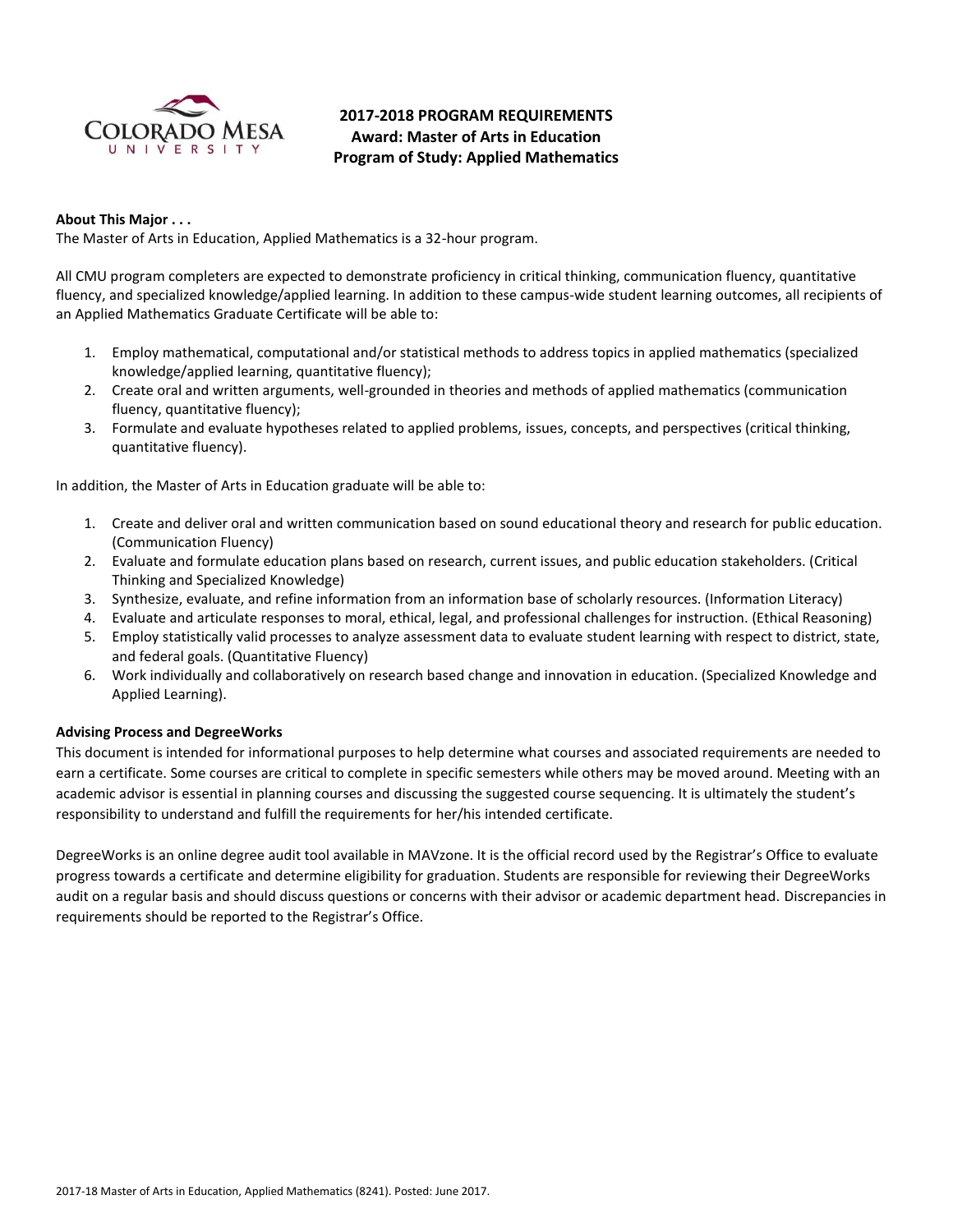## 2017-2018 PROGRAM REQUIREMENTS
## Award: Master of Arts in Education
## Program of Study: Applied Mathematics

**About This Major . . .**

The Master of Arts in Education, Applied Mathematics is a 32-hour program.

All CMU program completers are expected to demonstrate proficiency in critical thinking, communication fluency, quantitative fluency, and specialized knowledge/applied learning. In addition to these campus-wide student learning outcomes, all recipients of an Applied Mathematics Graduate Certificate will be able to:

1. Employ mathematical, computational and/or statistical methods to address topics in applied mathematics (specialized knowledge/applied learning, quantitative fluency);
2. Create oral and written arguments, well-grounded in theories and methods of applied mathematics (communication fluency, quantitative fluency);
3. Formulate and evaluate hypotheses related to applied problems, issues, concepts, and perspectives (critical thinking, quantitative fluency).

In addition, the Master of Arts in Education graduate will be able to:

1. Create and deliver oral and written communication based on sound educational theory and research for public education. (Communication Fluency)
2. Evaluate and formulate education plans based on research, current issues, and public education stakeholders. (Critical Thinking and Specialized Knowledge)
3. Synthesize, evaluate, and refine information from an information base of scholarly resources. (Information Literacy)
4. Evaluate and articulate responses to moral, ethical, legal, and professional challenges for instruction. (Ethical Reasoning)
5. Employ statistically valid processes to analyze assessment data to evaluate student learning with respect to district, state, and federal goals. (Quantitative Fluency)
6. Work individually and collaboratively on research based change and innovation in education. (Specialized Knowledge and Applied Learning).

**Advising Process and DegreeWorks**

This document is intended for informational purposes to help determine what courses and associated requirements are needed to earn a certificate. Some courses are critical to complete in specific semesters while others may be moved around. Meeting with an academic advisor is essential in planning courses and discussing the suggested course sequencing. It is ultimately the student's responsibility to understand and fulfill the requirements for her/his intended certificate.

DegreeWorks is an online degree audit tool available in MAVzone. It is the official record used by the Registrar's Office to evaluate progress towards a certificate and determine eligibility for graduation. Students are responsible for reviewing their DegreeWorks audit on a regular basis and should discuss questions or concerns with their advisor or academic department head. Discrepancies in requirements should be reported to the Registrar's Office.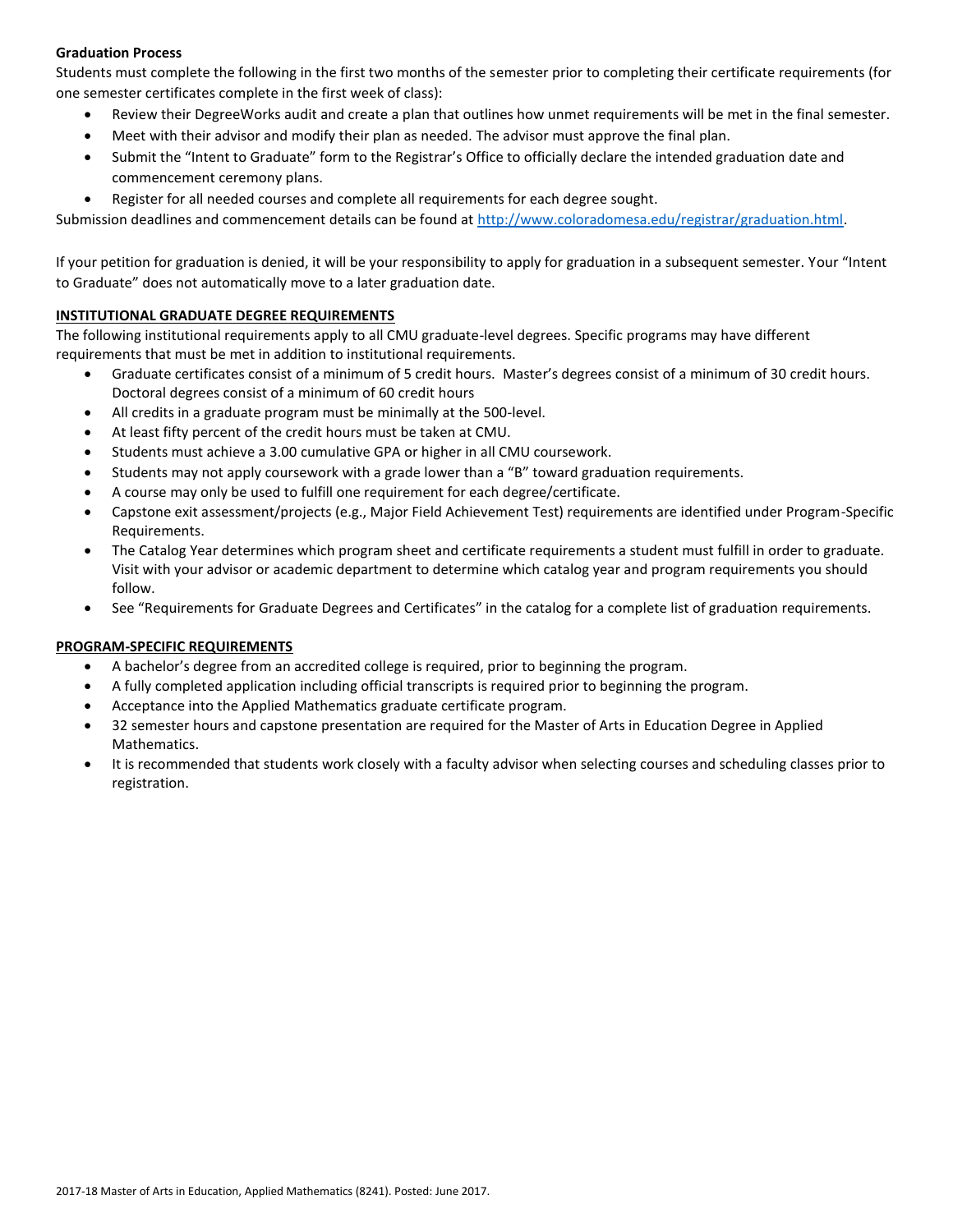**Graduation Process**

Students must complete the following in the first two months of the semester prior to completing their certificate requirements (for one semester certificates complete in the first week of class):

- Review their DegreeWorks audit and create a plan that outlines how unmet requirements will be met in the final semester.
- Meet with their advisor and modify their plan as needed. The advisor must approve the final plan.
- Submit the "Intent to Graduate" form to the Registrar's Office to officially declare the intended graduation date and commencement ceremony plans.
- Register for all needed courses and complete all requirements for each degree sought.

Submission deadlines and commencement details can be found at [http://www.coloradomesa.edu/registrar/graduation.html](http://www.coloradomesa.edu/registrar/graduation.html).

If your petition for graduation is denied, it will be your responsibility to apply for graduation in a subsequent semester. Your "Intent to Graduate" does not automatically move to a later graduation date.

**INSTITUTIONAL GRADUATE DEGREE REQUIREMENTS**

The following institutional requirements apply to all CMU graduate-level degrees. Specific programs may have different requirements that must be met in addition to institutional requirements.

- Graduate certificates consist of a minimum of 5 credit hours. Master's degrees consist of a minimum of 30 credit hours. Doctoral degrees consist of a minimum of 60 credit hours
- All credits in a graduate program must be minimally at the 500-level.
- At least fifty percent of the credit hours must be taken at CMU.
- Students must achieve a 3.00 cumulative GPA or higher in all CMU coursework.
- Students may not apply coursework with a grade lower than a "B" toward graduation requirements.
- A course may only be used to fulfill one requirement for each degree/certificate.
- Capstone exit assessment/projects (e.g., Major Field Achievement Test) requirements are identified under Program-Specific Requirements.
- The Catalog Year determines which program sheet and certificate requirements a student must fulfill in order to graduate. Visit with your advisor or academic department to determine which catalog year and program requirements you should follow.
- See "Requirements for Graduate Degrees and Certificates" in the catalog for a complete list of graduation requirements.

**PROGRAM-SPECIFIC REQUIREMENTS**

- A bachelor's degree from an accredited college is required, prior to beginning the program.
- A fully completed application including official transcripts is required prior to beginning the program.
- Acceptance into the Applied Mathematics graduate certificate program.
- 32 semester hours and capstone presentation are required for the Master of Arts in Education Degree in Applied Mathematics.
- It is recommended that students work closely with a faculty advisor when selecting courses and scheduling classes prior to registration.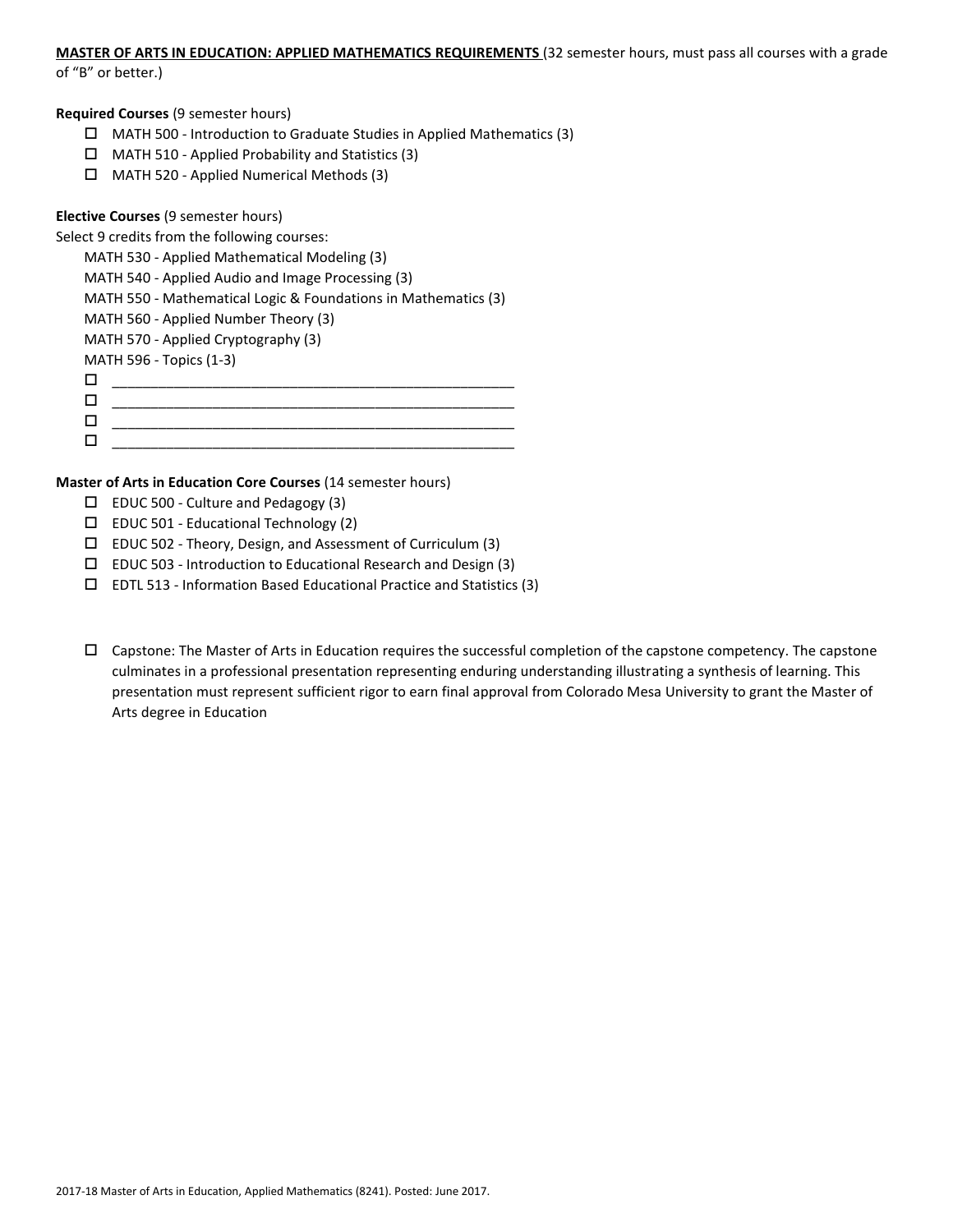**MASTER OF ARTS IN EDUCATION: APPLIED MATHEMATICS REQUIREMENTS** (32 semester hours, must pass all courses with a grade of "B" or better.)

**Required Courses** (9 semester hours)

- ☐ MATH 500 - Introduction to Graduate Studies in Applied Mathematics (3)
- ☐ MATH 510 - Applied Probability and Statistics (3)
- ☐ MATH 520 - Applied Numerical Methods (3)

**Elective Courses** (9 semester hours)

Select 9 credits from the following courses:

MATH 530 - Applied Mathematical Modeling (3)
MATH 540 - Applied Audio and Image Processing (3)
MATH 550 - Mathematical Logic & Foundations in Mathematics (3)
MATH 560 - Applied Number Theory (3)
MATH 570 - Applied Cryptography (3)
MATH 596 - Topics (1-3)

- ☐ ____________________________________________________
- ☐ ____________________________________________________
- ☐ ____________________________________________________
- ☐ ____________________________________________________

**Master of Arts in Education Core Courses** (14 semester hours)

- ☐ EDUC 500 - Culture and Pedagogy (3)
- ☐ EDUC 501 - Educational Technology (2)
- ☐ EDUC 502 - Theory, Design, and Assessment of Curriculum (3)
- ☐ EDUC 503 - Introduction to Educational Research and Design (3)
- ☐ EDTL 513 - Information Based Educational Practice and Statistics (3)

- ☐ Capstone: The Master of Arts in Education requires the successful completion of the capstone competency. The capstone culminates in a professional presentation representing enduring understanding illustrating a synthesis of learning. This presentation must represent sufficient rigor to earn final approval from Colorado Mesa University to grant the Master of Arts degree in Education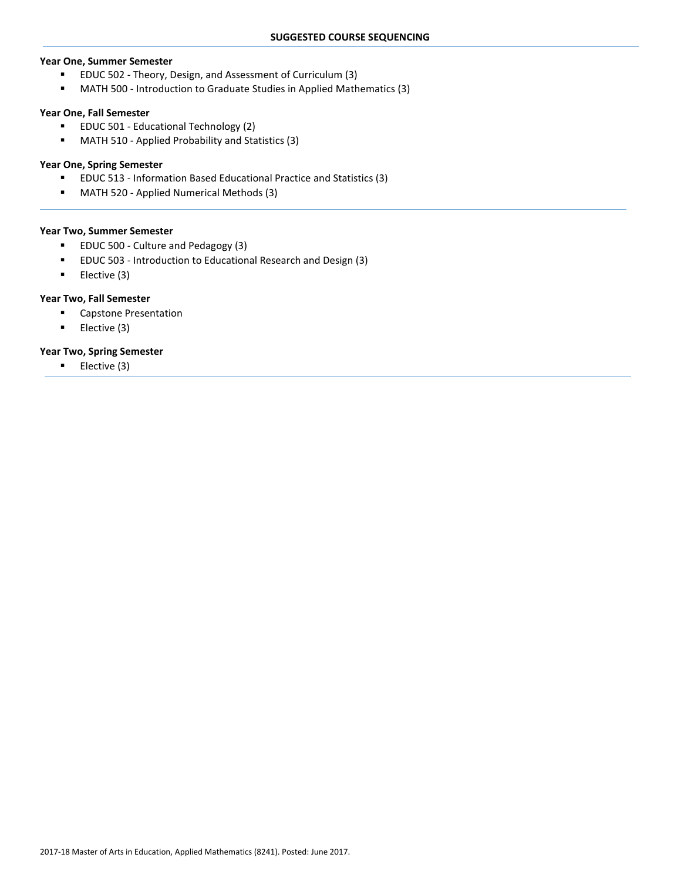## SUGGESTED COURSE SEQUENCING

**Year One, Summer Semester**

- EDUC 502 - Theory, Design, and Assessment of Curriculum (3)
- MATH 500 - Introduction to Graduate Studies in Applied Mathematics (3)

**Year One, Fall Semester**

- EDUC 501 - Educational Technology (2)
- MATH 510 - Applied Probability and Statistics (3)

**Year One, Spring Semester**

- EDUC 513 - Information Based Educational Practice and Statistics (3)
- MATH 520 - Applied Numerical Methods (3)

---

**Year Two, Summer Semester**

- EDUC 500 - Culture and Pedagogy (3)
- EDUC 503 - Introduction to Educational Research and Design (3)
- Elective (3)

**Year Two, Fall Semester**

- Capstone Presentation
- Elective (3)

**Year Two, Spring Semester**

- Elective (3)